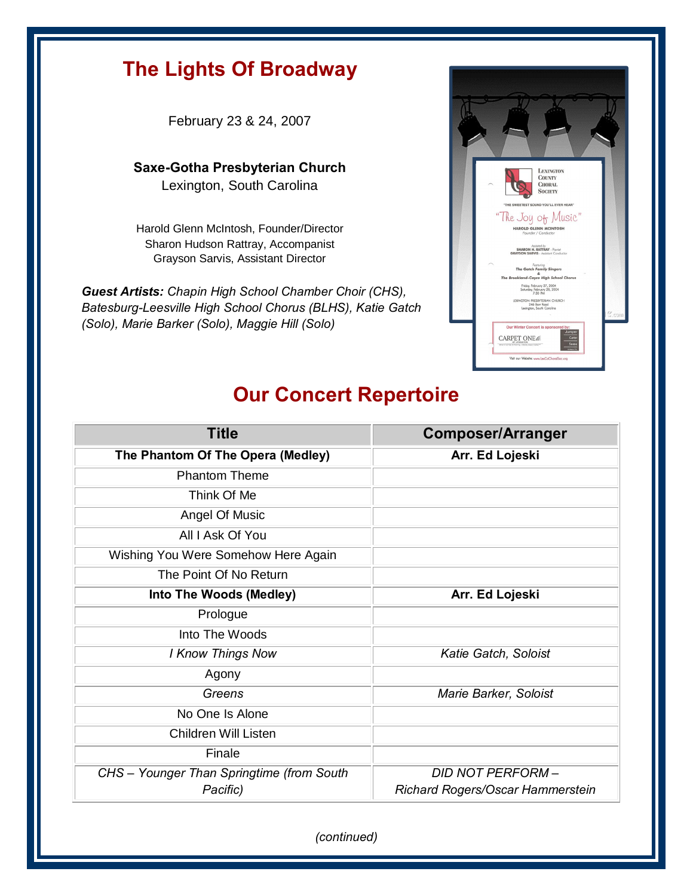# The Lights Of Broadway

February 23 & 24, 2007

**Saxe-Gotha Presbyterian Church**
Lexington, South Carolina

Harold Glenn McIntosh, Founder/Director
Sharon Hudson Rattray, Accompanist
Grayson Sarvis, Assistant Director

***Guest Artists:*** *Chapin High School Chamber Choir (CHS), Batesburg-Leesville High School Chorus (BLHS), Katie Gatch (Solo), Marie Barker (Solo), Maggie Hill (Solo)*

## Our Concert Repertoire

| Title | Composer/Arranger |
|---|---|
| **The Phantom Of The Opera (Medley)** | **Arr. Ed Lojeski** |
| Phantom Theme | |
| Think Of Me | |
| Angel Of Music | |
| All I Ask Of You | |
| Wishing You Were Somehow Here Again | |
| The Point Of No Return | |
| **Into The Woods (Medley)** | **Arr. Ed Lojeski** |
| Prologue | |
| Into The Woods | |
| *I Know Things Now* | *Katie Gatch, Soloist* |
| Agony | |
| *Greens* | *Marie Barker, Soloist* |
| No One Is Alone | |
| Children Will Listen | |
| Finale | |
| *CHS – Younger Than Springtime (from South Pacific)* | *DID NOT PERFORM – Richard Rogers/Oscar Hammerstein* |

*(continued)*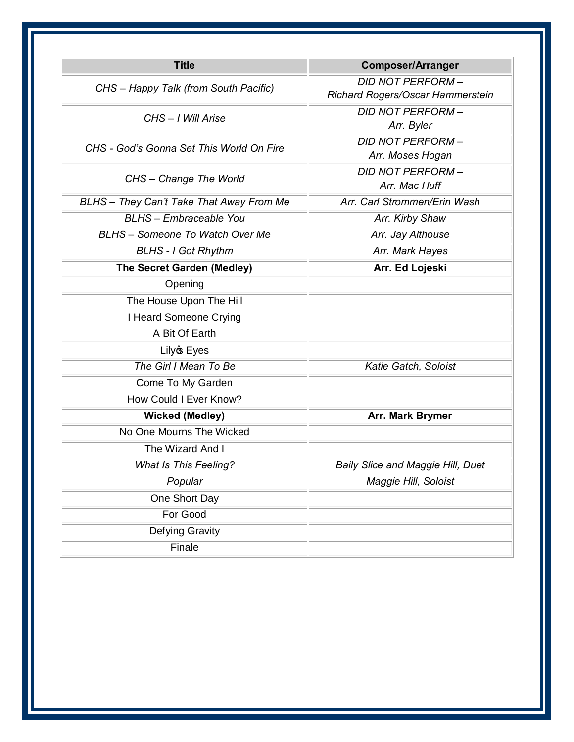| Title | Composer/Arranger |
|---|---|
| *CHS – Happy Talk (from South Pacific)* | *DID NOT PERFORM – Richard Rogers/Oscar Hammerstein* |
| *CHS – I Will Arise* | *DID NOT PERFORM – Arr. Byler* |
| *CHS - God's Gonna Set This World On Fire* | *DID NOT PERFORM – Arr. Moses Hogan* |
| *CHS – Change The World* | *DID NOT PERFORM – Arr. Mac Huff* |
| *BLHS – They Can't Take That Away From Me* | *Arr. Carl Strommen/Erin Wash* |
| *BLHS – Embraceable You* | *Arr. Kirby Shaw* |
| *BLHS – Someone To Watch Over Me* | *Arr. Jay Althouse* |
| *BLHS - I Got Rhythm* | *Arr. Mark Hayes* |
| **The Secret Garden (Medley)** | **Arr. Ed Lojeski** |
| Opening | |
| The House Upon The Hill | |
| I Heard Someone Crying | |
| A Bit Of Earth | |
| Lily's Eyes | |
| *The Girl I Mean To Be* | *Katie Gatch, Soloist* |
| Come To My Garden | |
| How Could I Ever Know? | |
| **Wicked (Medley)** | **Arr. Mark Brymer** |
| No One Mourns The Wicked | |
| The Wizard And I | |
| *What Is This Feeling?* | *Baily Slice and Maggie Hill, Duet* |
| *Popular* | *Maggie Hill, Soloist* |
| One Short Day | |
| For Good | |
| Defying Gravity | |
| Finale | |